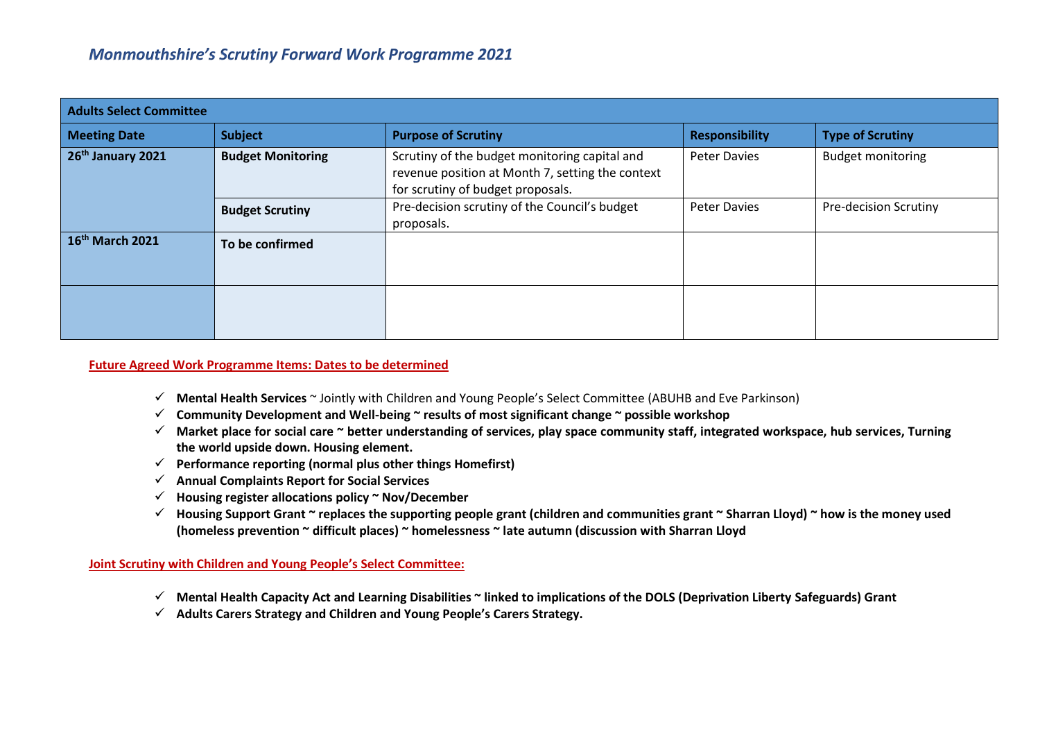# *Monmouthshire's Scrutiny Forward Work Programme 2021*

| **Adults Select Committee** | | | | |
|---|---|---|---|---|
| **Meeting Date** | **Subject** | **Purpose of Scrutiny** | **Responsibility** | **Type of Scrutiny** |
| **26th January 2021** | **Budget Monitoring** | Scrutiny of the budget monitoring capital and revenue position at Month 7, setting the context for scrutiny of budget proposals. | Peter Davies | Budget monitoring |
| | **Budget Scrutiny** | Pre-decision scrutiny of the Council's budget proposals. | Peter Davies | Pre-decision Scrutiny |
| **16th March 2021** | **To be confirmed** | | | |
| | | | | |

**Future Agreed Work Programme Items: Dates to be determined**

- ✓ **Mental Health Services** ~ Jointly with Children and Young People's Select Committee (ABUHB and Eve Parkinson)
- ✓ **Community Development and Well-being ~ results of most significant change ~ possible workshop**
- ✓ **Market place for social care ~ better understanding of services, play space community staff, integrated workspace, hub services, Turning the world upside down. Housing element.**
- ✓ **Performance reporting (normal plus other things Homefirst)**
- ✓ **Annual Complaints Report for Social Services**
- ✓ **Housing register allocations policy ~ Nov/December**
- ✓ **Housing Support Grant ~ replaces the supporting people grant (children and communities grant ~ Sharran Lloyd) ~ how is the money used (homeless prevention ~ difficult places) ~ homelessness ~ late autumn (discussion with Sharran Lloyd**

**Joint Scrutiny with Children and Young People's Select Committee:**

- ✓ **Mental Health Capacity Act and Learning Disabilities ~ linked to implications of the DOLS (Deprivation Liberty Safeguards) Grant**
- ✓ **Adults Carers Strategy and Children and Young People's Carers Strategy.**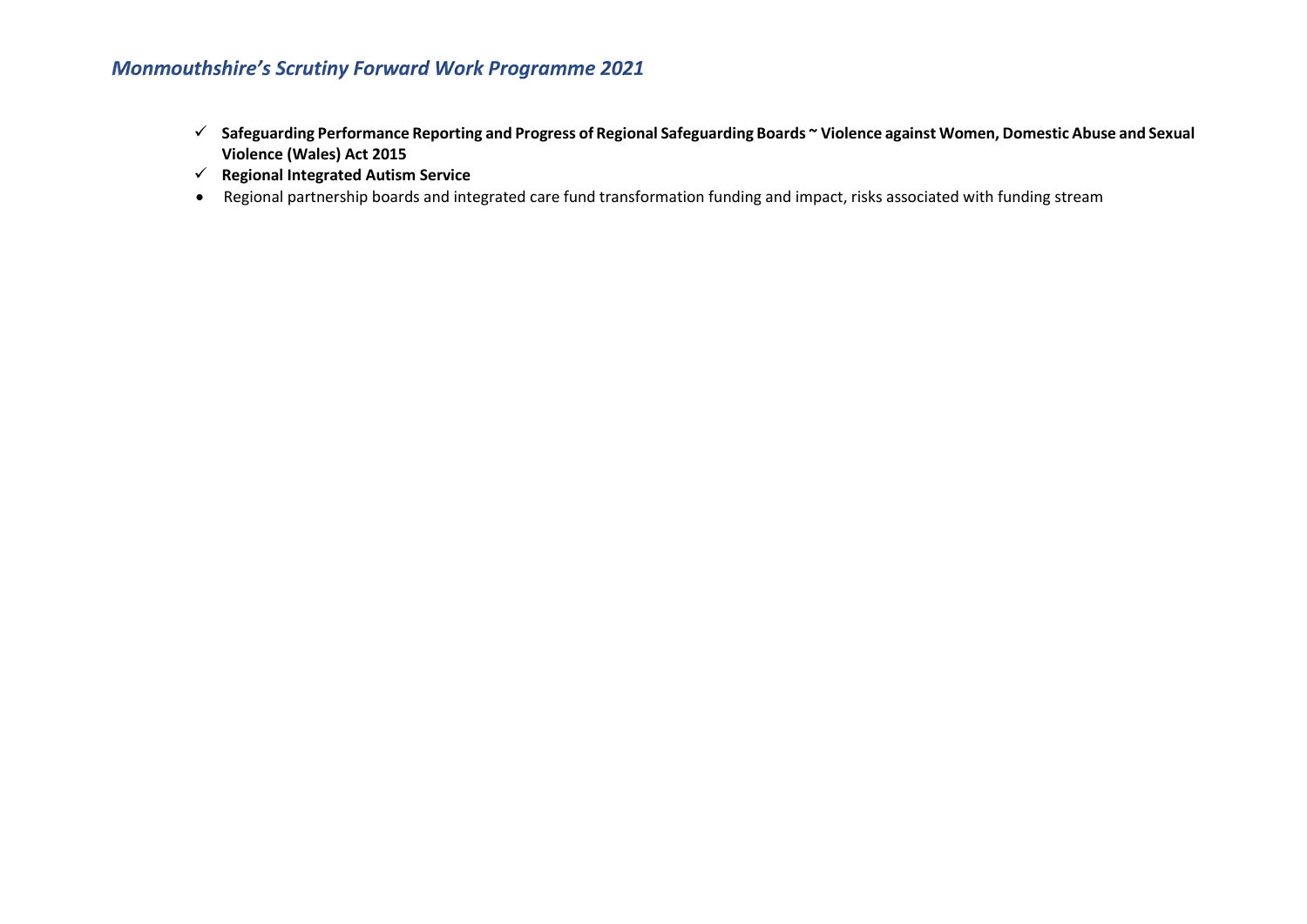*Monmouthshire's Scrutiny Forward Work Programme 2021*

- ✓ **Safeguarding Performance Reporting and Progress of Regional Safeguarding Boards ~ Violence against Women, Domestic Abuse and Sexual Violence (Wales) Act 2015**
- ✓ **Regional Integrated Autism Service**
- Regional partnership boards and integrated care fund transformation funding and impact, risks associated with funding stream